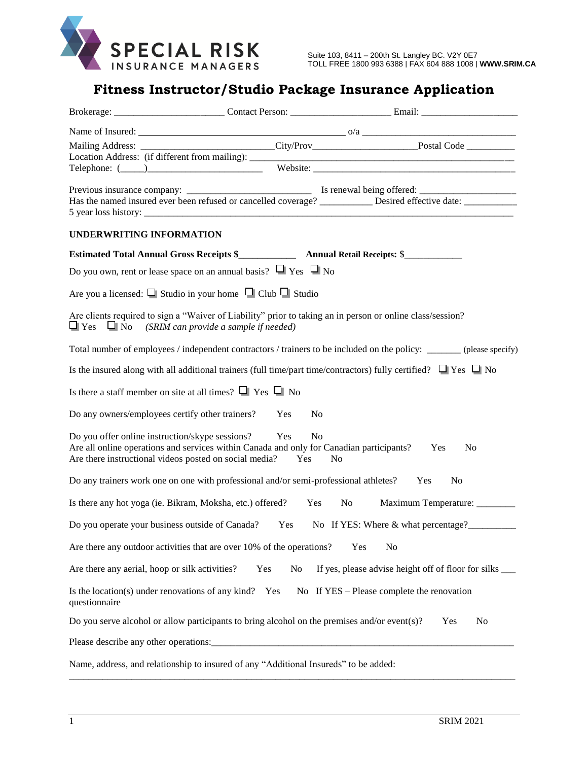**SPECIAL RISK**
**INSURANCE MANAGERS**

Suite 103, 8411 – 200th St. Langley BC. V2Y 0E7
TOLL FREE 1800 993 6388 | FAX 604 888 1008 | **WWW.SRIM.CA**

# Fitness Instructor/Studio Package Insurance Application

Brokerage: ______________________ Contact Person: _____________________ Email: ____________________

Name of Insured: __________________________________________ o/a _______________________________

Mailing Address: __________________________City/Prov_____________________Postal Code __________

Location Address: (if different from mailing): ___________________________________________________

Telephone: (_____)________________________ Website: ____________________________________________

Previous insurance company: _________________________ Is renewal being offered: ___________________

Has the named insured ever been refused or cancelled coverage? ___________ Desired effective date: ___________

5 year loss history: _______________________________________________________________________________

**UNDERWRITING INFORMATION**

**Estimated Total Annual Gross Receipts $____________ Annual Retail Receipts:** $____________

Do you own, rent or lease space on an annual basis? ☐ Yes ☐ No

Are you a licensed: ☐ Studio in your home ☐ Club ☐ Studio

Are clients required to sign a "Waiver of Liability" prior to taking an in person or online class/session?
☐ Yes ☐ No *(SRIM can provide a sample if needed)*

Total number of employees / independent contractors / trainers to be included on the policy: _______ (please specify)

Is the insured along with all additional trainers (full time/part time/contractors) fully certified? ☐ Yes ☐ No

Is there a staff member on site at all times? ☐ Yes ☐ No

Do any owners/employees certify other trainers? Yes No

Do you offer online instruction/skype sessions? Yes No

Are all online operations and services within Canada and only for Canadian participants? Yes No

Are there instructional videos posted on social media? Yes No

Do any trainers work one on one with professional and/or semi-professional athletes? Yes No

Is there any hot yoga (ie. Bikram, Moksha, etc.) offered? Yes No Maximum Temperature: ________

Do you operate your business outside of Canada? Yes No If YES: Where & what percentage?__________

Are there any outdoor activities that are over 10% of the operations? Yes No

Are there any aerial, hoop or silk activities? Yes No If yes, please advise height off of floor for silks ___

Is the location(s) under renovations of any kind? Yes No If YES – Please complete the renovation questionnaire

Do you serve alcohol or allow participants to bring alcohol on the premises and/or event(s)? Yes No

Please describe any other operations:_________________________________________________________________

Name, address, and relationship to insured of any "Additional Insureds" to be added:
______________________________________________________________________________________________

SRIM 2021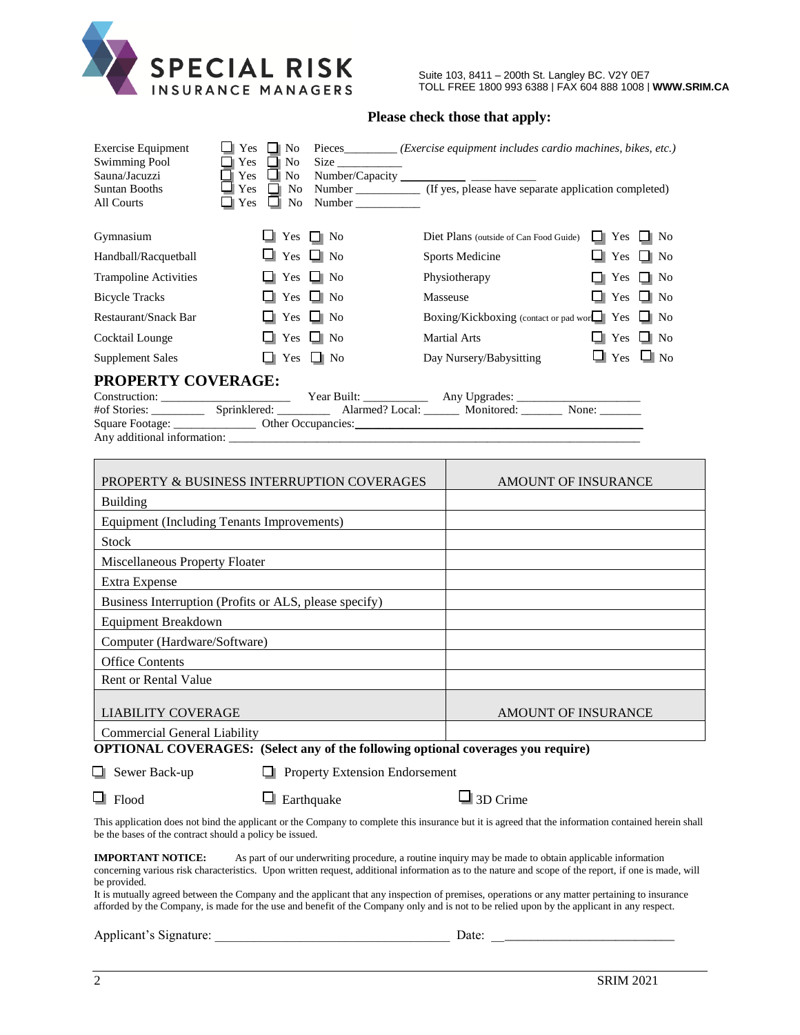**SPECIAL RISK INSURANCE MANAGERS**

Suite 103, 8411 – 200th St. Langley BC. V2Y 0E7
TOLL FREE 1800 993 6388 | FAX 604 888 1008 | **WWW.SRIM.CA**

**Please check those that apply:**

Exercise Equipment ☐ Yes ☐ No Pieces_________ *(Exercise equipment includes cardio machines, bikes, etc.)*
Swimming Pool ☐ Yes ☐ No Size ___________
Sauna/Jacuzzi ☐ Yes ☐ No Number/Capacity ___________ ___________
Suntan Booths ☐ Yes ☐ No Number ___________ (If yes, please have separate application completed)
All Courts ☐ Yes ☐ No Number ___________

| | | | |
|---|---|---|---|
| Gymnasium | ☐ Yes ☐ No | Diet Plans (outside of Can Food Guide) | ☐ Yes ☐ No |
| Handball/Racquetball | ☐ Yes ☐ No | Sports Medicine | ☐ Yes ☐ No |
| Trampoline Activities | ☐ Yes ☐ No | Physiotherapy | ☐ Yes ☐ No |
| Bicycle Tracks | ☐ Yes ☐ No | Masseuse | ☐ Yes ☐ No |
| Restaurant/Snack Bar | ☐ Yes ☐ No | Boxing/Kickboxing (contact or pad wor | ☐ Yes ☐ No |
| Cocktail Lounge | ☐ Yes ☐ No | Martial Arts | ☐ Yes ☐ No |
| Supplement Sales | ☐ Yes ☐ No | Day Nursery/Babysitting | ☐ Yes ☐ No |

## PROPERTY COVERAGE:

Construction: _____________________ Year Built: ___________ Any Upgrades: _____________________
#of Stories: _________ Sprinklered: _________ Alarmed? Local: ______ Monitored: _______ None: _______
Square Footage: ______________ Other Occupancies: ______________________________________________
Any additional information: ____________________________________________________________________

| PROPERTY & BUSINESS INTERRUPTION COVERAGES | AMOUNT OF INSURANCE |
|---|---|
| Building | |
| Equipment (Including Tenants Improvements) | |
| Stock | |
| Miscellaneous Property Floater | |
| Extra Expense | |
| Business Interruption (Profits or ALS, please specify) | |
| Equipment Breakdown | |
| Computer (Hardware/Software) | |
| Office Contents | |
| Rent or Rental Value | |
| **LIABILITY COVERAGE** | **AMOUNT OF INSURANCE** |
| Commercial General Liability | |

**OPTIONAL COVERAGES: (Select any of the following optional coverages you require)**

☐ Sewer Back-up ☐ Property Extension Endorsement

☐ Flood ☐ Earthquake ☐ 3D Crime

This application does not bind the applicant or the Company to complete this insurance but it is agreed that the information contained herein shall be the bases of the contract should a policy be issued.

**IMPORTANT NOTICE:** As part of our underwriting procedure, a routine inquiry may be made to obtain applicable information concerning various risk characteristics. Upon written request, additional information as to the nature and scope of the report, if one is made, will be provided.
It is mutually agreed between the Company and the applicant that any inspection of premises, operations or any matter pertaining to insurance afforded by the Company, is made for the use and benefit of the Company only and is not to be relied upon by the applicant in any respect.

Applicant's Signature: ___________________________________ Date: ___________________________

SRIM 2021